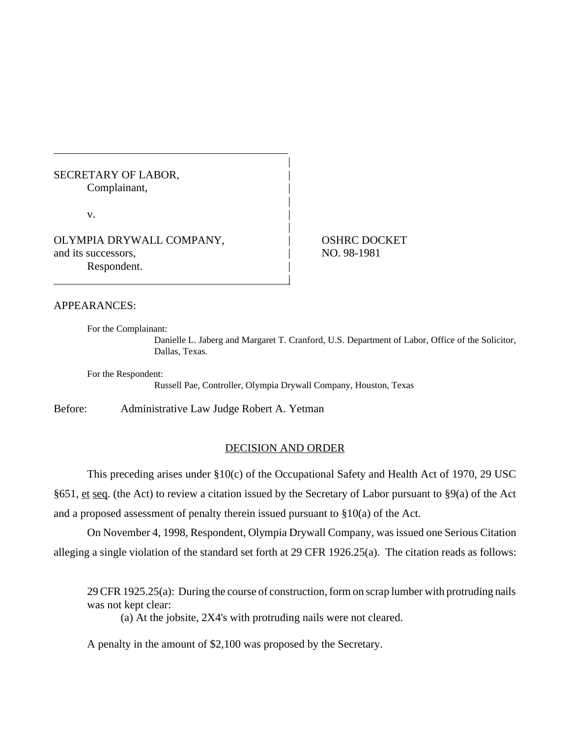SECRETARY OF LABOR,
Complainant,

v.

OLYMPIA DRYWALL COMPANY,
and its successors,
Respondent.

OSHRC DOCKET
NO. 98-1981

APPEARANCES:

For the Complainant:
Danielle L. Jaberg and Margaret T. Cranford, U.S. Department of Labor, Office of the Solicitor, Dallas, Texas.

For the Respondent:
Russell Pae, Controller, Olympia Drywall Company, Houston, Texas

Before: Administrative Law Judge Robert A. Yetman

## DECISION AND ORDER

This preceding arises under §10(c) of the Occupational Safety and Health Act of 1970, 29 USC §651, et seq. (the Act) to review a citation issued by the Secretary of Labor pursuant to §9(a) of the Act and a proposed assessment of penalty therein issued pursuant to §10(a) of the Act.

On November 4, 1998, Respondent, Olympia Drywall Company, was issued one Serious Citation alleging a single violation of the standard set forth at 29 CFR 1926.25(a). The citation reads as follows:

> 29 CFR 1925.25(a): During the course of construction, form on scrap lumber with protruding nails was not kept clear:
> (a) At the jobsite, 2X4's with protruding nails were not cleared.

A penalty in the amount of $2,100 was proposed by the Secretary.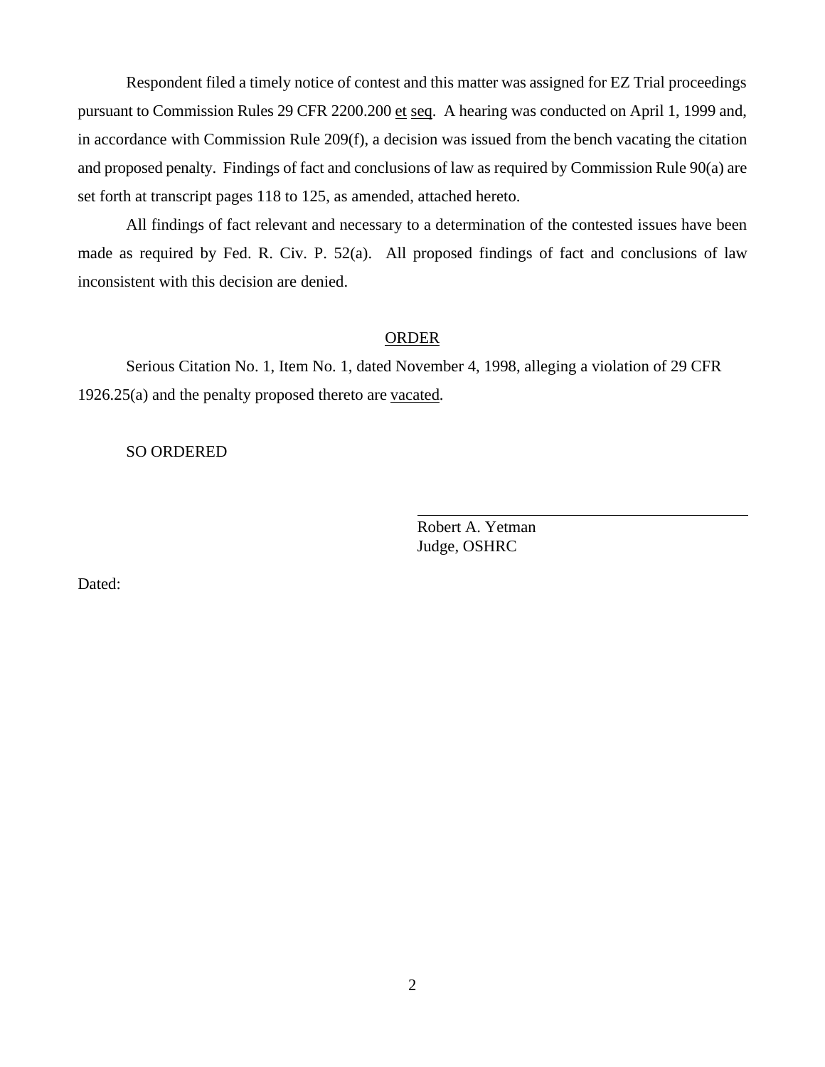Respondent filed a timely notice of contest and this matter was assigned for EZ Trial proceedings pursuant to Commission Rules 29 CFR 2200.200 et seq. A hearing was conducted on April 1, 1999 and, in accordance with Commission Rule 209(f), a decision was issued from the bench vacating the citation and proposed penalty. Findings of fact and conclusions of law as required by Commission Rule 90(a) are set forth at transcript pages 118 to 125, as amended, attached hereto.

All findings of fact relevant and necessary to a determination of the contested issues have been made as required by Fed. R. Civ. P. 52(a). All proposed findings of fact and conclusions of law inconsistent with this decision are denied.

## ORDER

Serious Citation No. 1, Item No. 1, dated November 4, 1998, alleging a violation of 29 CFR 1926.25(a) and the penalty proposed thereto are vacated.

SO ORDERED

Robert A. Yetman
Judge, OSHRC

Dated: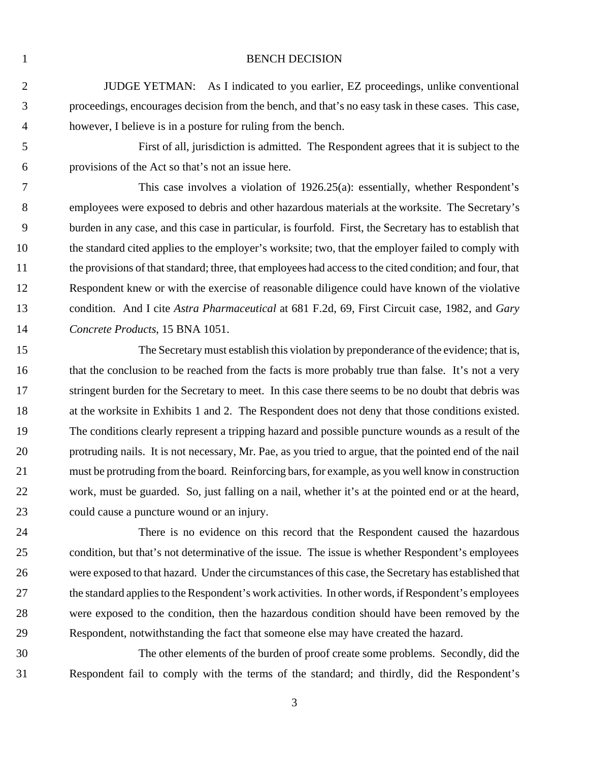# BENCH DECISION

JUDGE YETMAN: As I indicated to you earlier, EZ proceedings, unlike conventional proceedings, encourages decision from the bench, and that's no easy task in these cases. This case, however, I believe is in a posture for ruling from the bench.

First of all, jurisdiction is admitted. The Respondent agrees that it is subject to the provisions of the Act so that's not an issue here.

This case involves a violation of 1926.25(a): essentially, whether Respondent's employees were exposed to debris and other hazardous materials at the worksite. The Secretary's burden in any case, and this case in particular, is fourfold. First, the Secretary has to establish that the standard cited applies to the employer's worksite; two, that the employer failed to comply with the provisions of that standard; three, that employees had access to the cited condition; and four, that Respondent knew or with the exercise of reasonable diligence could have known of the violative condition. And I cite *Astra Pharmaceutical* at 681 F.2d, 69, First Circuit case, 1982, and *Gary Concrete Products*, 15 BNA 1051.

The Secretary must establish this violation by preponderance of the evidence; that is, that the conclusion to be reached from the facts is more probably true than false. It's not a very stringent burden for the Secretary to meet. In this case there seems to be no doubt that debris was at the worksite in Exhibits 1 and 2. The Respondent does not deny that those conditions existed. The conditions clearly represent a tripping hazard and possible puncture wounds as a result of the protruding nails. It is not necessary, Mr. Pae, as you tried to argue, that the pointed end of the nail must be protruding from the board. Reinforcing bars, for example, as you well know in construction work, must be guarded. So, just falling on a nail, whether it's at the pointed end or at the heard, could cause a puncture wound or an injury.

There is no evidence on this record that the Respondent caused the hazardous condition, but that's not determinative of the issue. The issue is whether Respondent's employees were exposed to that hazard. Under the circumstances of this case, the Secretary has established that the standard applies to the Respondent's work activities. In other words, if Respondent's employees were exposed to the condition, then the hazardous condition should have been removed by the Respondent, notwithstanding the fact that someone else may have created the hazard.

The other elements of the burden of proof create some problems. Secondly, did the Respondent fail to comply with the terms of the standard; and thirdly, did the Respondent's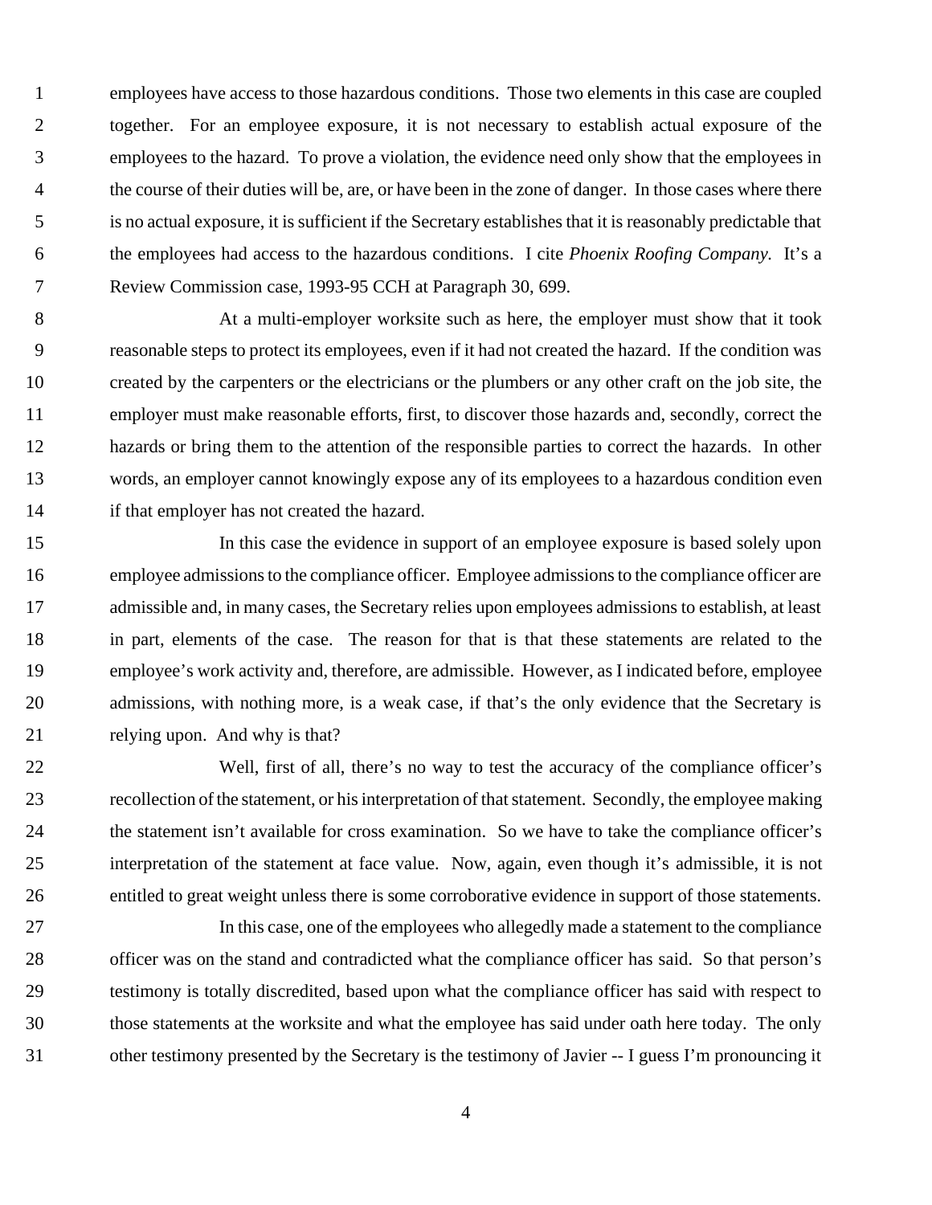employees have access to those hazardous conditions. Those two elements in this case are coupled together. For an employee exposure, it is not necessary to establish actual exposure of the employees to the hazard. To prove a violation, the evidence need only show that the employees in the course of their duties will be, are, or have been in the zone of danger. In those cases where there is no actual exposure, it is sufficient if the Secretary establishes that it is reasonably predictable that the employees had access to the hazardous conditions. I cite *Phoenix Roofing Company.* It's a Review Commission case, 1993-95 CCH at Paragraph 30, 699.

At a multi-employer worksite such as here, the employer must show that it took reasonable steps to protect its employees, even if it had not created the hazard. If the condition was created by the carpenters or the electricians or the plumbers or any other craft on the job site, the employer must make reasonable efforts, first, to discover those hazards and, secondly, correct the hazards or bring them to the attention of the responsible parties to correct the hazards. In other words, an employer cannot knowingly expose any of its employees to a hazardous condition even if that employer has not created the hazard.

In this case the evidence in support of an employee exposure is based solely upon employee admissions to the compliance officer. Employee admissions to the compliance officer are admissible and, in many cases, the Secretary relies upon employees admissions to establish, at least in part, elements of the case. The reason for that is that these statements are related to the employee's work activity and, therefore, are admissible. However, as I indicated before, employee admissions, with nothing more, is a weak case, if that's the only evidence that the Secretary is relying upon. And why is that?

Well, first of all, there's no way to test the accuracy of the compliance officer's recollection of the statement, or his interpretation of that statement. Secondly, the employee making the statement isn't available for cross examination. So we have to take the compliance officer's interpretation of the statement at face value. Now, again, even though it's admissible, it is not entitled to great weight unless there is some corroborative evidence in support of those statements.

In this case, one of the employees who allegedly made a statement to the compliance officer was on the stand and contradicted what the compliance officer has said. So that person's testimony is totally discredited, based upon what the compliance officer has said with respect to those statements at the worksite and what the employee has said under oath here today. The only other testimony presented by the Secretary is the testimony of Javier -- I guess I'm pronouncing it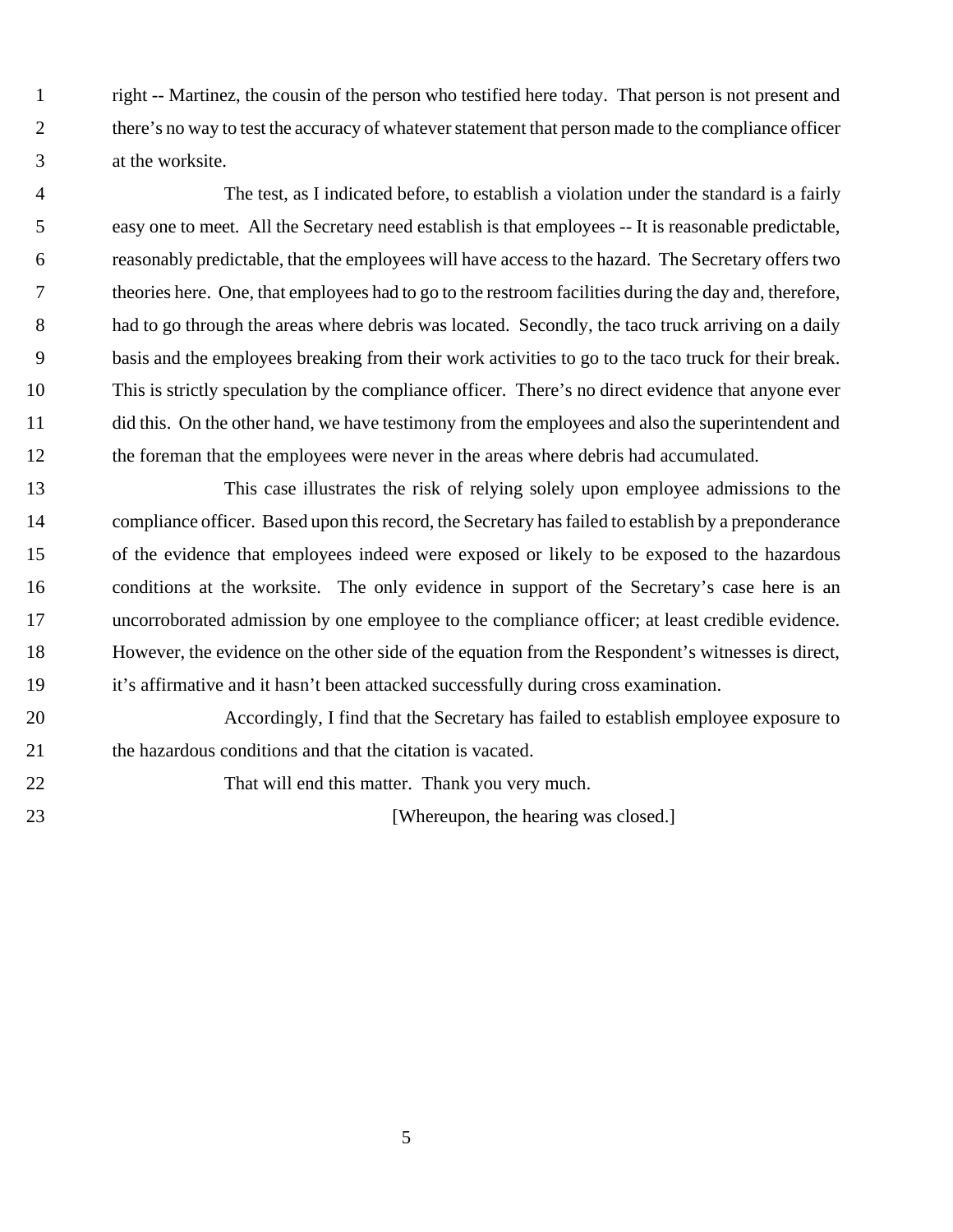right -- Martinez, the cousin of the person who testified here today. That person is not present and there's no way to test the accuracy of whatever statement that person made to the compliance officer at the worksite.

The test, as I indicated before, to establish a violation under the standard is a fairly easy one to meet. All the Secretary need establish is that employees -- It is reasonable predictable, reasonably predictable, that the employees will have access to the hazard. The Secretary offers two theories here. One, that employees had to go to the restroom facilities during the day and, therefore, had to go through the areas where debris was located. Secondly, the taco truck arriving on a daily basis and the employees breaking from their work activities to go to the taco truck for their break. This is strictly speculation by the compliance officer. There's no direct evidence that anyone ever did this. On the other hand, we have testimony from the employees and also the superintendent and the foreman that the employees were never in the areas where debris had accumulated.

This case illustrates the risk of relying solely upon employee admissions to the compliance officer. Based upon this record, the Secretary has failed to establish by a preponderance of the evidence that employees indeed were exposed or likely to be exposed to the hazardous conditions at the worksite. The only evidence in support of the Secretary's case here is an uncorroborated admission by one employee to the compliance officer; at least credible evidence. However, the evidence on the other side of the equation from the Respondent's witnesses is direct, it's affirmative and it hasn't been attacked successfully during cross examination.

Accordingly, I find that the Secretary has failed to establish employee exposure to the hazardous conditions and that the citation is vacated.

That will end this matter. Thank you very much.

[Whereupon, the hearing was closed.]